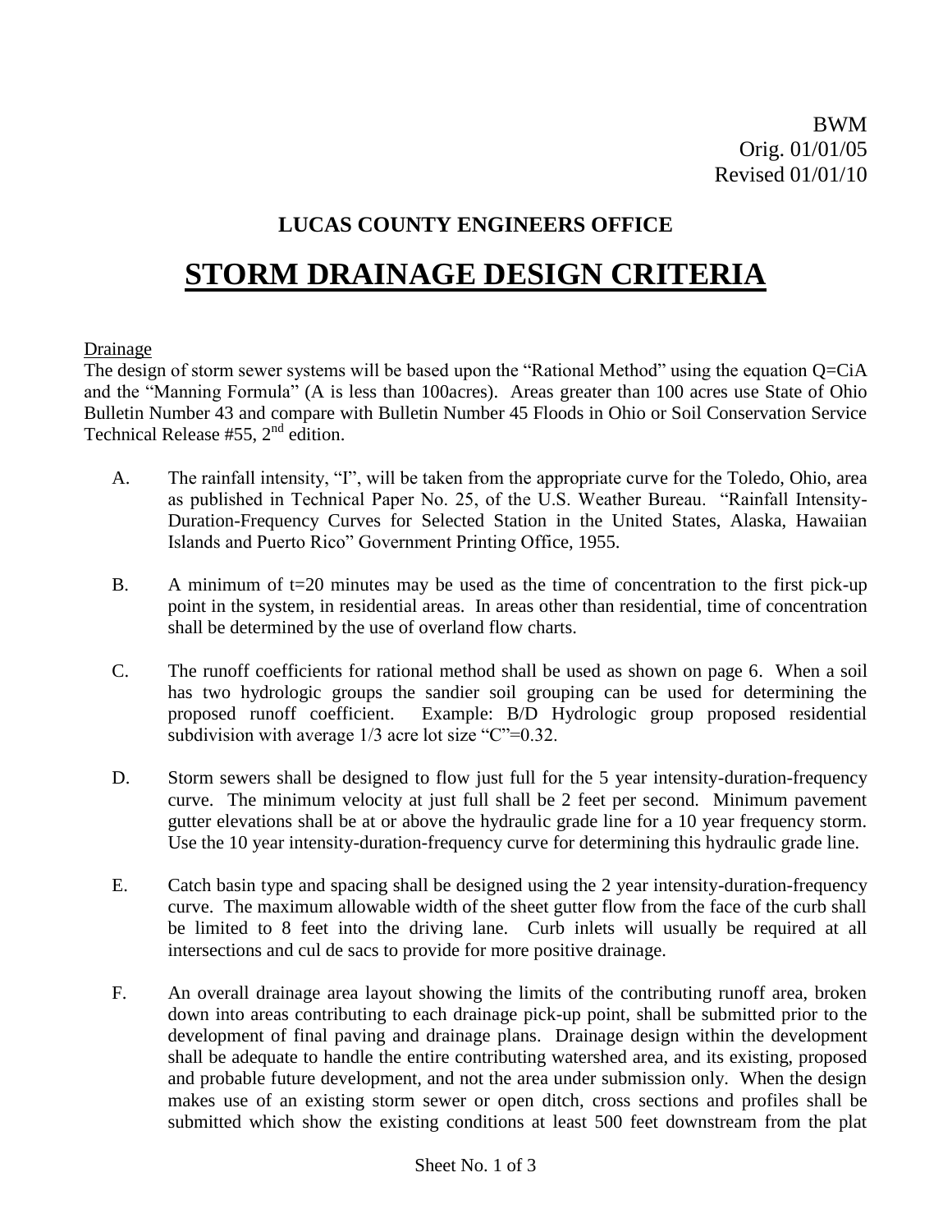BWM
Orig. 01/01/05
Revised 01/01/10

## LUCAS COUNTY ENGINEERS OFFICE

# STORM DRAINAGE DESIGN CRITERIA

Drainage

The design of storm sewer systems will be based upon the "Rational Method" using the equation Q=CiA and the "Manning Formula" (A is less than 100acres). Areas greater than 100 acres use State of Ohio Bulletin Number 43 and compare with Bulletin Number 45 Floods in Ohio or Soil Conservation Service Technical Release #55, 2[nd] edition.

A. The rainfall intensity, "I", will be taken from the appropriate curve for the Toledo, Ohio, area as published in Technical Paper No. 25, of the U.S. Weather Bureau. "Rainfall Intensity-Duration-Frequency Curves for Selected Station in the United States, Alaska, Hawaiian Islands and Puerto Rico" Government Printing Office, 1955.

B. A minimum of t=20 minutes may be used as the time of concentration to the first pick-up point in the system, in residential areas. In areas other than residential, time of concentration shall be determined by the use of overland flow charts.

C. The runoff coefficients for rational method shall be used as shown on page 6. When a soil has two hydrologic groups the sandier soil grouping can be used for determining the proposed runoff coefficient. Example: B/D Hydrologic group proposed residential subdivision with average 1/3 acre lot size "C"=0.32.

D. Storm sewers shall be designed to flow just full for the 5 year intensity-duration-frequency curve. The minimum velocity at just full shall be 2 feet per second. Minimum pavement gutter elevations shall be at or above the hydraulic grade line for a 10 year frequency storm. Use the 10 year intensity-duration-frequency curve for determining this hydraulic grade line.

E. Catch basin type and spacing shall be designed using the 2 year intensity-duration-frequency curve. The maximum allowable width of the sheet gutter flow from the face of the curb shall be limited to 8 feet into the driving lane. Curb inlets will usually be required at all intersections and cul de sacs to provide for more positive drainage.

F. An overall drainage area layout showing the limits of the contributing runoff area, broken down into areas contributing to each drainage pick-up point, shall be submitted prior to the development of final paving and drainage plans. Drainage design within the development shall be adequate to handle the entire contributing watershed area, and its existing, proposed and probable future development, and not the area under submission only. When the design makes use of an existing storm sewer or open ditch, cross sections and profiles shall be submitted which show the existing conditions at least 500 feet downstream from the plat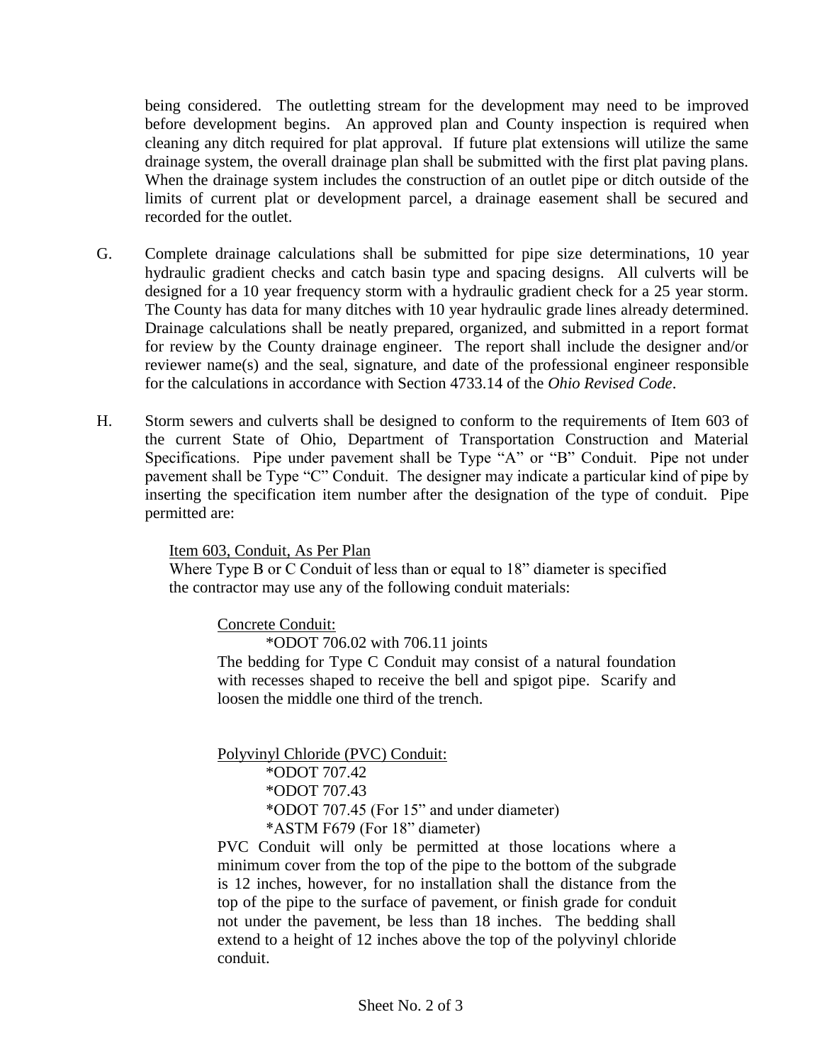being considered. The outletting stream for the development may need to be improved before development begins. An approved plan and County inspection is required when cleaning any ditch required for plat approval. If future plat extensions will utilize the same drainage system, the overall drainage plan shall be submitted with the first plat paving plans. When the drainage system includes the construction of an outlet pipe or ditch outside of the limits of current plat or development parcel, a drainage easement shall be secured and recorded for the outlet.

G. Complete drainage calculations shall be submitted for pipe size determinations, 10 year hydraulic gradient checks and catch basin type and spacing designs. All culverts will be designed for a 10 year frequency storm with a hydraulic gradient check for a 25 year storm. The County has data for many ditches with 10 year hydraulic grade lines already determined. Drainage calculations shall be neatly prepared, organized, and submitted in a report format for review by the County drainage engineer. The report shall include the designer and/or reviewer name(s) and the seal, signature, and date of the professional engineer responsible for the calculations in accordance with Section 4733.14 of the *Ohio Revised Code*.

H. Storm sewers and culverts shall be designed to conform to the requirements of Item 603 of the current State of Ohio, Department of Transportation Construction and Material Specifications. Pipe under pavement shall be Type "A" or "B" Conduit. Pipe not under pavement shall be Type "C" Conduit. The designer may indicate a particular kind of pipe by inserting the specification item number after the designation of the type of conduit. Pipe permitted are:

<u>Item 603, Conduit, As Per Plan</u>
Where Type B or C Conduit of less than or equal to 18" diameter is specified the contractor may use any of the following conduit materials:

<u>Concrete Conduit:</u>
*ODOT 706.02 with 706.11 joints
The bedding for Type C Conduit may consist of a natural foundation with recesses shaped to receive the bell and spigot pipe. Scarify and loosen the middle one third of the trench.

<u>Polyvinyl Chloride (PVC) Conduit:</u>
*ODOT 707.42
*ODOT 707.43
*ODOT 707.45 (For 15" and under diameter)
*ASTM F679 (For 18" diameter)
PVC Conduit will only be permitted at those locations where a minimum cover from the top of the pipe to the bottom of the subgrade is 12 inches, however, for no installation shall the distance from the top of the pipe to the surface of pavement, or finish grade for conduit not under the pavement, be less than 18 inches. The bedding shall extend to a height of 12 inches above the top of the polyvinyl chloride conduit.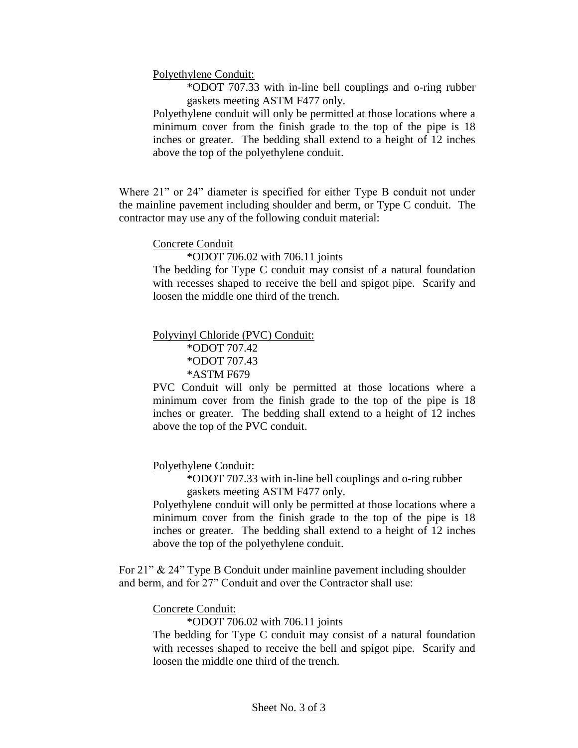<u>Polyethylene Conduit:</u>

*ODOT 707.33 with in-line bell couplings and o-ring rubber gaskets meeting ASTM F477 only.

Polyethylene conduit will only be permitted at those locations where a minimum cover from the finish grade to the top of the pipe is 18 inches or greater. The bedding shall extend to a height of 12 inches above the top of the polyethylene conduit.

Where 21" or 24" diameter is specified for either Type B conduit not under the mainline pavement including shoulder and berm, or Type C conduit. The contractor may use any of the following conduit material:

<u>Concrete Conduit</u>

*ODOT 706.02 with 706.11 joints

The bedding for Type C conduit may consist of a natural foundation with recesses shaped to receive the bell and spigot pipe. Scarify and loosen the middle one third of the trench.

<u>Polyvinyl Chloride (PVC) Conduit:</u>

*ODOT 707.42
*ODOT 707.43
*ASTM F679

PVC Conduit will only be permitted at those locations where a minimum cover from the finish grade to the top of the pipe is 18 inches or greater. The bedding shall extend to a height of 12 inches above the top of the PVC conduit.

<u>Polyethylene Conduit:</u>

*ODOT 707.33 with in-line bell couplings and o-ring rubber gaskets meeting ASTM F477 only.

Polyethylene conduit will only be permitted at those locations where a minimum cover from the finish grade to the top of the pipe is 18 inches or greater. The bedding shall extend to a height of 12 inches above the top of the polyethylene conduit.

For 21" & 24" Type B Conduit under mainline pavement including shoulder and berm, and for 27" Conduit and over the Contractor shall use:

<u>Concrete Conduit:</u>

*ODOT 706.02 with 706.11 joints

The bedding for Type C conduit may consist of a natural foundation with recesses shaped to receive the bell and spigot pipe. Scarify and loosen the middle one third of the trench.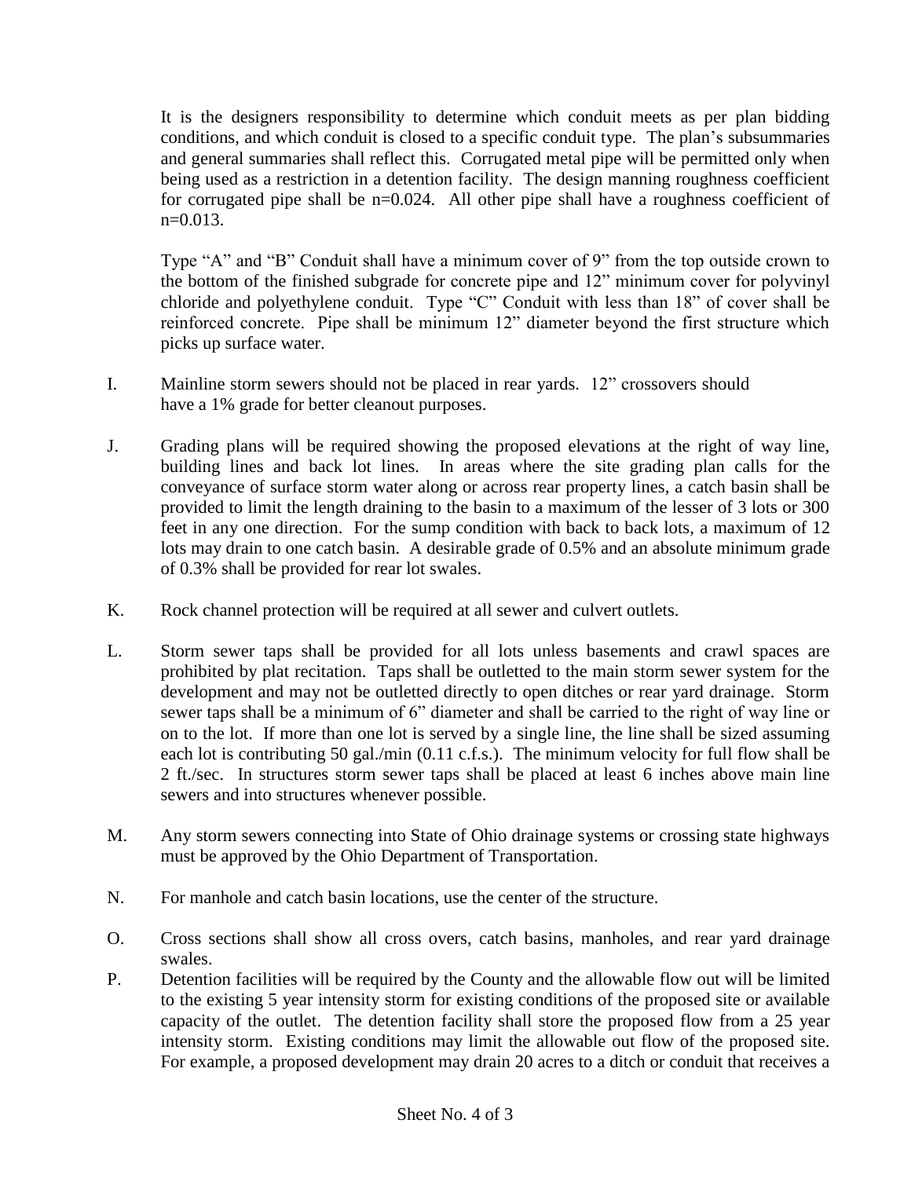It is the designers responsibility to determine which conduit meets as per plan bidding conditions, and which conduit is closed to a specific conduit type. The plan's subsummaries and general summaries shall reflect this. Corrugated metal pipe will be permitted only when being used as a restriction in a detention facility. The design manning roughness coefficient for corrugated pipe shall be n=0.024. All other pipe shall have a roughness coefficient of n=0.013.

Type "A" and "B" Conduit shall have a minimum cover of 9" from the top outside crown to the bottom of the finished subgrade for concrete pipe and 12" minimum cover for polyvinyl chloride and polyethylene conduit. Type "C" Conduit with less than 18" of cover shall be reinforced concrete. Pipe shall be minimum 12" diameter beyond the first structure which picks up surface water.

I. Mainline storm sewers should not be placed in rear yards. 12" crossovers should have a 1% grade for better cleanout purposes.

J. Grading plans will be required showing the proposed elevations at the right of way line, building lines and back lot lines. In areas where the site grading plan calls for the conveyance of surface storm water along or across rear property lines, a catch basin shall be provided to limit the length draining to the basin to a maximum of the lesser of 3 lots or 300 feet in any one direction. For the sump condition with back to back lots, a maximum of 12 lots may drain to one catch basin. A desirable grade of 0.5% and an absolute minimum grade of 0.3% shall be provided for rear lot swales.

K. Rock channel protection will be required at all sewer and culvert outlets.

L. Storm sewer taps shall be provided for all lots unless basements and crawl spaces are prohibited by plat recitation. Taps shall be outletted to the main storm sewer system for the development and may not be outletted directly to open ditches or rear yard drainage. Storm sewer taps shall be a minimum of 6" diameter and shall be carried to the right of way line or on to the lot. If more than one lot is served by a single line, the line shall be sized assuming each lot is contributing 50 gal./min (0.11 c.f.s.). The minimum velocity for full flow shall be 2 ft./sec. In structures storm sewer taps shall be placed at least 6 inches above main line sewers and into structures whenever possible.

M. Any storm sewers connecting into State of Ohio drainage systems or crossing state highways must be approved by the Ohio Department of Transportation.

N. For manhole and catch basin locations, use the center of the structure.

O. Cross sections shall show all cross overs, catch basins, manholes, and rear yard drainage swales.

P. Detention facilities will be required by the County and the allowable flow out will be limited to the existing 5 year intensity storm for existing conditions of the proposed site or available capacity of the outlet. The detention facility shall store the proposed flow from a 25 year intensity storm. Existing conditions may limit the allowable out flow of the proposed site. For example, a proposed development may drain 20 acres to a ditch or conduit that receives a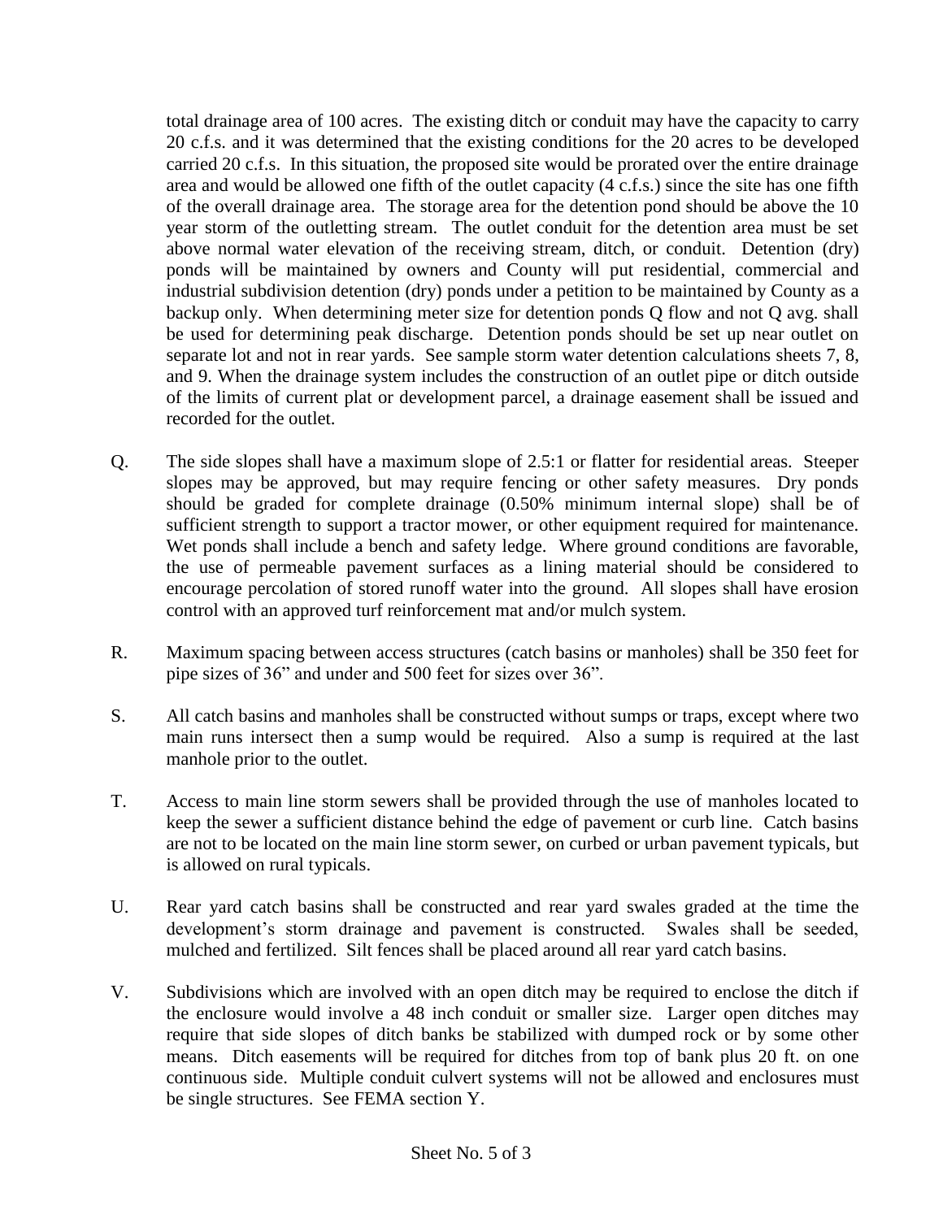total drainage area of 100 acres. The existing ditch or conduit may have the capacity to carry 20 c.f.s. and it was determined that the existing conditions for the 20 acres to be developed carried 20 c.f.s. In this situation, the proposed site would be prorated over the entire drainage area and would be allowed one fifth of the outlet capacity (4 c.f.s.) since the site has one fifth of the overall drainage area. The storage area for the detention pond should be above the 10 year storm of the outletting stream. The outlet conduit for the detention area must be set above normal water elevation of the receiving stream, ditch, or conduit. Detention (dry) ponds will be maintained by owners and County will put residential, commercial and industrial subdivision detention (dry) ponds under a petition to be maintained by County as a backup only. When determining meter size for detention ponds Q flow and not Q avg. shall be used for determining peak discharge. Detention ponds should be set up near outlet on separate lot and not in rear yards. See sample storm water detention calculations sheets 7, 8, and 9. When the drainage system includes the construction of an outlet pipe or ditch outside of the limits of current plat or development parcel, a drainage easement shall be issued and recorded for the outlet.

Q. The side slopes shall have a maximum slope of 2.5:1 or flatter for residential areas. Steeper slopes may be approved, but may require fencing or other safety measures. Dry ponds should be graded for complete drainage (0.50% minimum internal slope) shall be of sufficient strength to support a tractor mower, or other equipment required for maintenance. Wet ponds shall include a bench and safety ledge. Where ground conditions are favorable, the use of permeable pavement surfaces as a lining material should be considered to encourage percolation of stored runoff water into the ground. All slopes shall have erosion control with an approved turf reinforcement mat and/or mulch system.

R. Maximum spacing between access structures (catch basins or manholes) shall be 350 feet for pipe sizes of 36" and under and 500 feet for sizes over 36".

S. All catch basins and manholes shall be constructed without sumps or traps, except where two main runs intersect then a sump would be required. Also a sump is required at the last manhole prior to the outlet.

T. Access to main line storm sewers shall be provided through the use of manholes located to keep the sewer a sufficient distance behind the edge of pavement or curb line. Catch basins are not to be located on the main line storm sewer, on curbed or urban pavement typicals, but is allowed on rural typicals.

U. Rear yard catch basins shall be constructed and rear yard swales graded at the time the development's storm drainage and pavement is constructed. Swales shall be seeded, mulched and fertilized. Silt fences shall be placed around all rear yard catch basins.

V. Subdivisions which are involved with an open ditch may be required to enclose the ditch if the enclosure would involve a 48 inch conduit or smaller size. Larger open ditches may require that side slopes of ditch banks be stabilized with dumped rock or by some other means. Ditch easements will be required for ditches from top of bank plus 20 ft. on one continuous side. Multiple conduit culvert systems will not be allowed and enclosures must be single structures. See FEMA section Y.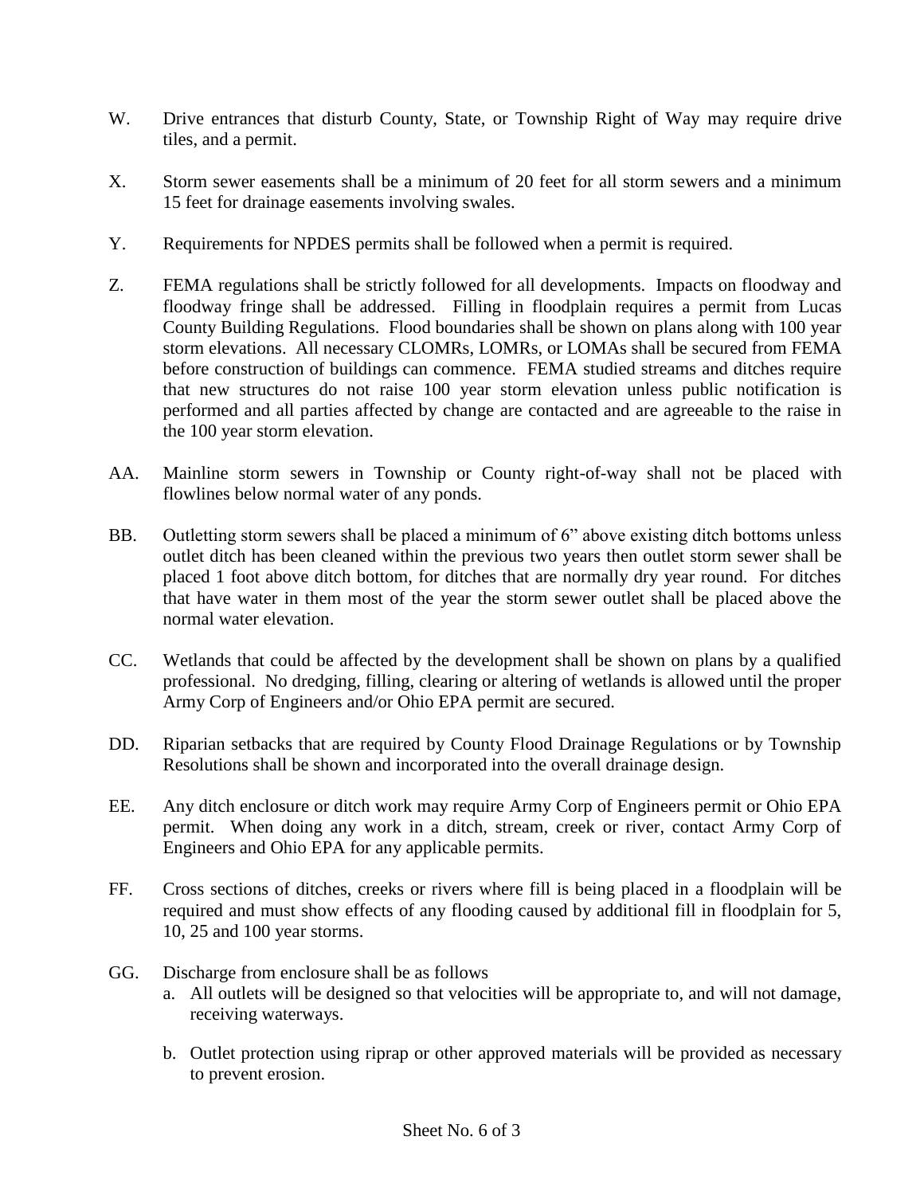W. Drive entrances that disturb County, State, or Township Right of Way may require drive tiles, and a permit.

X. Storm sewer easements shall be a minimum of 20 feet for all storm sewers and a minimum 15 feet for drainage easements involving swales.

Y. Requirements for NPDES permits shall be followed when a permit is required.

Z. FEMA regulations shall be strictly followed for all developments. Impacts on floodway and floodway fringe shall be addressed. Filling in floodplain requires a permit from Lucas County Building Regulations. Flood boundaries shall be shown on plans along with 100 year storm elevations. All necessary CLOMRs, LOMRs, or LOMAs shall be secured from FEMA before construction of buildings can commence. FEMA studied streams and ditches require that new structures do not raise 100 year storm elevation unless public notification is performed and all parties affected by change are contacted and are agreeable to the raise in the 100 year storm elevation.

AA. Mainline storm sewers in Township or County right-of-way shall not be placed with flowlines below normal water of any ponds.

BB. Outletting storm sewers shall be placed a minimum of 6" above existing ditch bottoms unless outlet ditch has been cleaned within the previous two years then outlet storm sewer shall be placed 1 foot above ditch bottom, for ditches that are normally dry year round. For ditches that have water in them most of the year the storm sewer outlet shall be placed above the normal water elevation.

CC. Wetlands that could be affected by the development shall be shown on plans by a qualified professional. No dredging, filling, clearing or altering of wetlands is allowed until the proper Army Corp of Engineers and/or Ohio EPA permit are secured.

DD. Riparian setbacks that are required by County Flood Drainage Regulations or by Township Resolutions shall be shown and incorporated into the overall drainage design.

EE. Any ditch enclosure or ditch work may require Army Corp of Engineers permit or Ohio EPA permit. When doing any work in a ditch, stream, creek or river, contact Army Corp of Engineers and Ohio EPA for any applicable permits.

FF. Cross sections of ditches, creeks or rivers where fill is being placed in a floodplain will be required and must show effects of any flooding caused by additional fill in floodplain for 5, 10, 25 and 100 year storms.

GG. Discharge from enclosure shall be as follows

  a. All outlets will be designed so that velocities will be appropriate to, and will not damage, receiving waterways.

  b. Outlet protection using riprap or other approved materials will be provided as necessary to prevent erosion.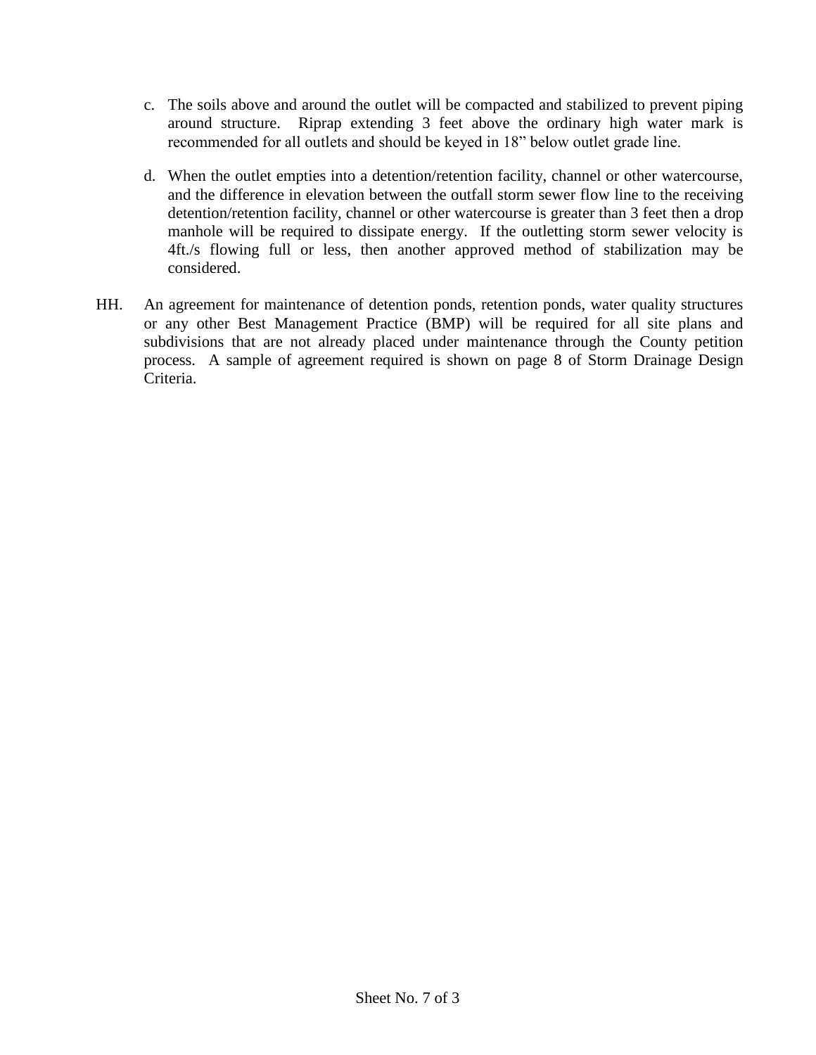c. The soils above and around the outlet will be compacted and stabilized to prevent piping around structure. Riprap extending 3 feet above the ordinary high water mark is recommended for all outlets and should be keyed in 18" below outlet grade line.

d. When the outlet empties into a detention/retention facility, channel or other watercourse, and the difference in elevation between the outfall storm sewer flow line to the receiving detention/retention facility, channel or other watercourse is greater than 3 feet then a drop manhole will be required to dissipate energy. If the outletting storm sewer velocity is 4ft./s flowing full or less, then another approved method of stabilization may be considered.

HH. An agreement for maintenance of detention ponds, retention ponds, water quality structures or any other Best Management Practice (BMP) will be required for all site plans and subdivisions that are not already placed under maintenance through the County petition process. A sample of agreement required is shown on page 8 of Storm Drainage Design Criteria.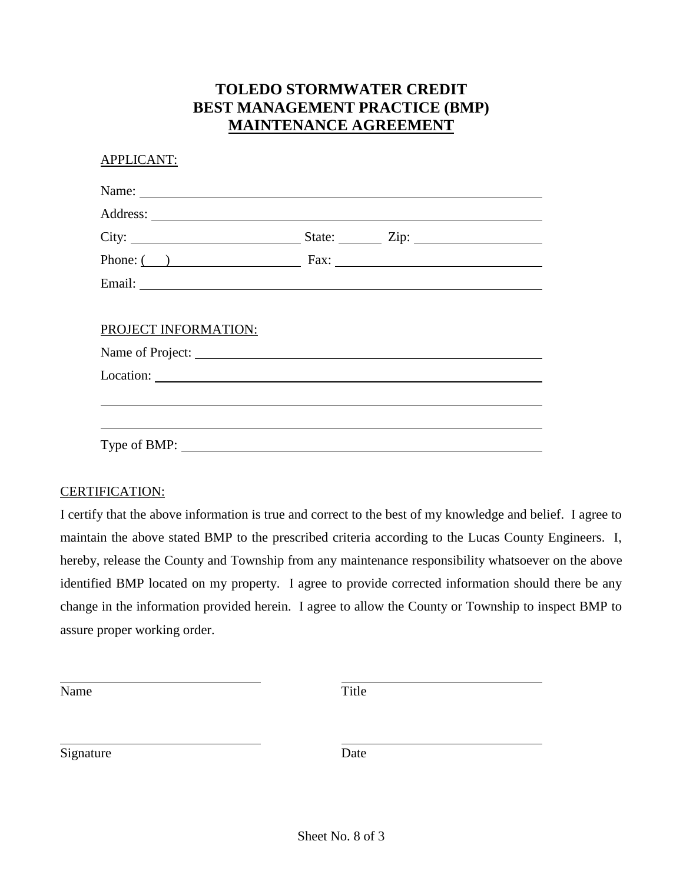# TOLEDO STORMWATER CREDIT
# BEST MANAGEMENT PRACTICE (BMP)
# MAINTENANCE AGREEMENT

APPLICANT:

Name: \_\_\_\_\_\_\_\_\_\_\_\_\_\_\_\_\_\_\_\_\_\_\_\_\_\_\_\_\_\_\_\_\_\_\_\_\_\_\_\_\_\_\_\_

Address: \_\_\_\_\_\_\_\_\_\_\_\_\_\_\_\_\_\_\_\_\_\_\_\_\_\_\_\_\_\_\_\_\_\_\_\_\_\_\_\_\_\_

City: \_\_\_\_\_\_\_\_\_\_\_\_\_\_\_\_\_\_\_\_ State: \_\_\_\_\_\_ Zip: \_\_\_\_\_\_\_\_\_\_\_\_\_\_

Phone: (    ) \_\_\_\_\_\_\_\_\_\_\_\_\_\_\_\_\_\_ Fax: \_\_\_\_\_\_\_\_\_\_\_\_\_\_\_\_\_\_\_\_\_\_\_\_

Email: \_\_\_\_\_\_\_\_\_\_\_\_\_\_\_\_\_\_\_\_\_\_\_\_\_\_\_\_\_\_\_\_\_\_\_\_\_\_\_\_\_\_\_\_

PROJECT INFORMATION:

Name of Project: \_\_\_\_\_\_\_\_\_\_\_\_\_\_\_\_\_\_\_\_\_\_\_\_\_\_\_\_\_\_\_\_\_\_\_\_

Location: \_\_\_\_\_\_\_\_\_\_\_\_\_\_\_\_\_\_\_\_\_\_\_\_\_\_\_\_\_\_\_\_\_\_\_\_\_\_\_\_\_

\_\_\_\_\_\_\_\_\_\_\_\_\_\_\_\_\_\_\_\_\_\_\_\_\_\_\_\_\_\_\_\_\_\_\_\_\_\_\_\_\_\_\_\_\_\_\_\_\_\_

\_\_\_\_\_\_\_\_\_\_\_\_\_\_\_\_\_\_\_\_\_\_\_\_\_\_\_\_\_\_\_\_\_\_\_\_\_\_\_\_\_\_\_\_\_\_\_\_\_\_

Type of BMP: \_\_\_\_\_\_\_\_\_\_\_\_\_\_\_\_\_\_\_\_\_\_\_\_\_\_\_\_\_\_\_\_\_\_\_\_\_\_

CERTIFICATION:

I certify that the above information is true and correct to the best of my knowledge and belief. I agree to maintain the above stated BMP to the prescribed criteria according to the Lucas County Engineers. I, hereby, release the County and Township from any maintenance responsibility whatsoever on the above identified BMP located on my property. I agree to provide corrected information should there be any change in the information provided herein. I agree to allow the County or Township to inspect BMP to assure proper working order.

\_\_\_\_\_\_\_\_\_\_\_\_\_\_\_\_\_\_\_\_\_\_\_\_\_\_ \_\_\_\_\_\_\_\_\_\_\_\_\_\_\_\_\_\_\_\_\_\_\_\_\_\_

Name Title

\_\_\_\_\_\_\_\_\_\_\_\_\_\_\_\_\_\_\_\_\_\_\_\_\_\_ \_\_\_\_\_\_\_\_\_\_\_\_\_\_\_\_\_\_\_\_\_\_\_\_\_\_

Signature Date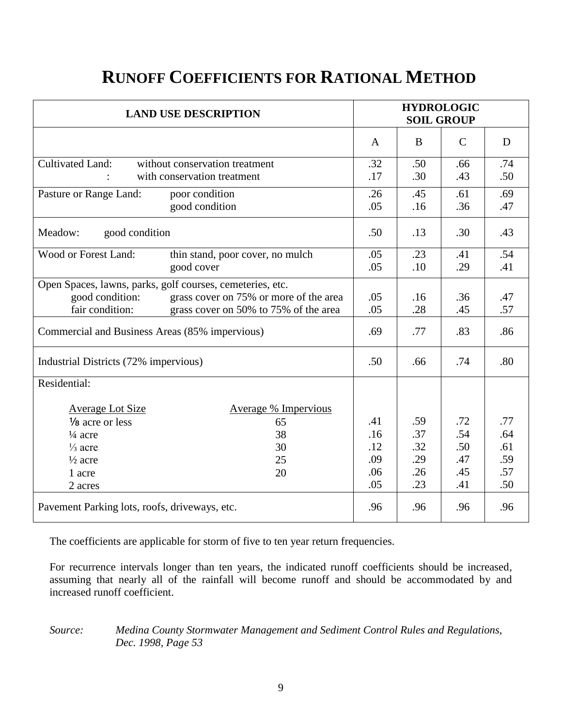# RUNOFF COEFFICIENTS FOR RATIONAL METHOD

| LAND USE DESCRIPTION | | HYDROLOGIC SOIL GROUP | | | |
|---|---|---|---|---|---|
| | | A | B | C | D |
| Cultivated Land: | without conservation treatment | .32 | .50 | .66 | .74 |
| : | with conservation treatment | .17 | .30 | .43 | .50 |
| Pasture or Range Land: | poor condition | .26 | .45 | .61 | .69 |
| | good condition | .05 | .16 | .36 | .47 |
| Meadow: good condition | | .50 | .13 | .30 | .43 |
| Wood or Forest Land: | thin stand, poor cover, no mulch | .05 | .23 | .41 | .54 |
| | good cover | .05 | .10 | .29 | .41 |
| Open Spaces, lawns, parks, golf courses, cemeteries, etc. | | | | | |
| good condition: | grass cover on 75% or more of the area | .05 | .16 | .36 | .47 |
| fair condition: | grass cover on 50% to 75% of the area | .05 | .28 | .45 | .57 |
| Commercial and Business Areas (85% impervious) | | .69 | .77 | .83 | .86 |
| Industrial Districts (72% impervious) | | .50 | .66 | .74 | .80 |
| Residential: | | | | | |
| Average Lot Size | Average % Impervious | | | | |
| ⅛ acre or less | 65 | .41 | .59 | .72 | .77 |
| ¼ acre | 38 | .16 | .37 | .54 | .64 |
| ⅓ acre | 30 | .12 | .32 | .50 | .61 |
| ½ acre | 25 | .09 | .29 | .47 | .59 |
| 1 acre | 20 | .06 | .26 | .45 | .57 |
| 2 acres | | .05 | .23 | .41 | .50 |
| Pavement Parking lots, roofs, driveways, etc. | | .96 | .96 | .96 | .96 |

The coefficients are applicable for storm of five to ten year return frequencies.

For recurrence intervals longer than ten years, the indicated runoff coefficients should be increased, assuming that nearly all of the rainfall will become runoff and should be accommodated by and increased runoff coefficient.

*Source: Medina County Stormwater Management and Sediment Control Rules and Regulations, Dec. 1998, Page 53*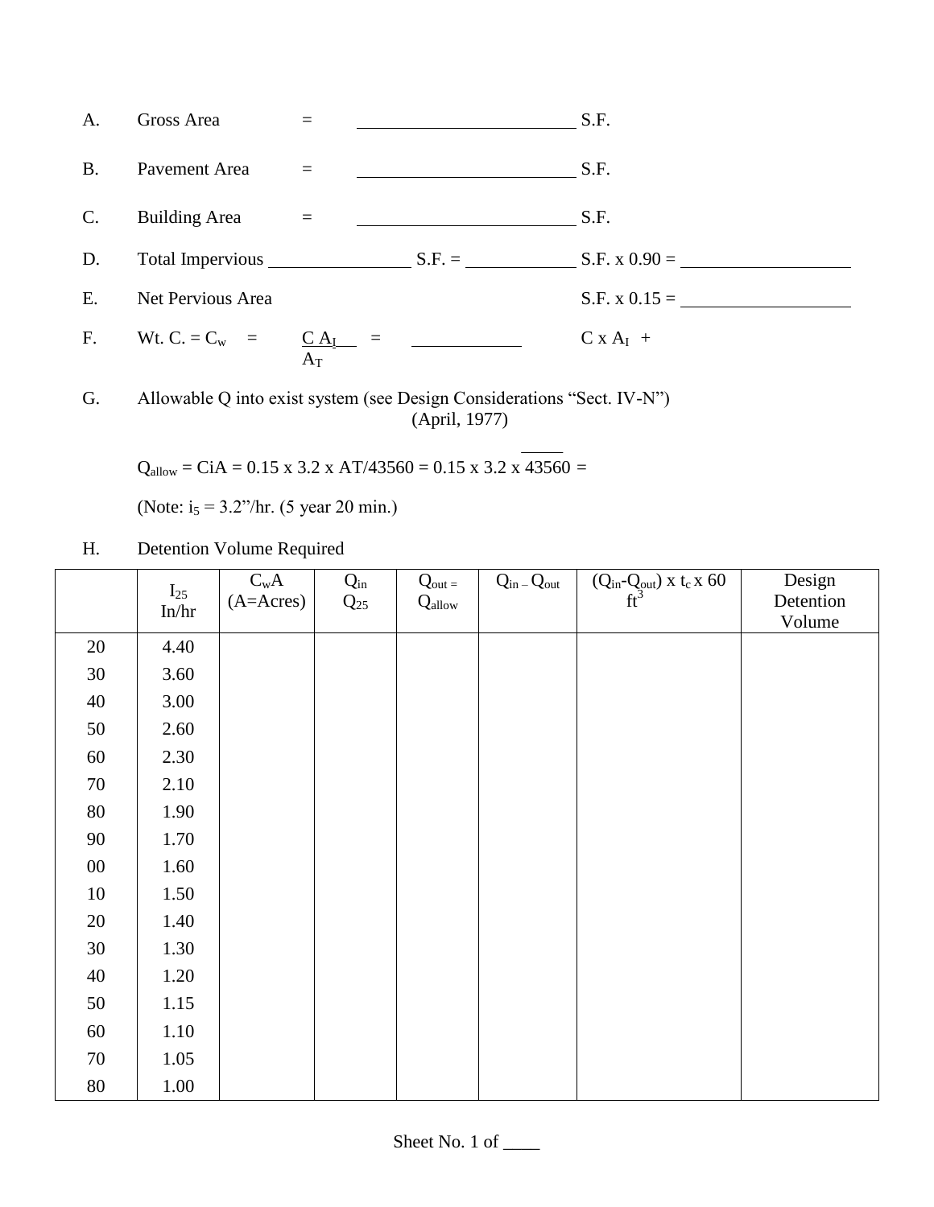A. Gross Area = ________________________ S.F.

B. Pavement Area = ________________________ S.F.

C. Building Area = ________________________ S.F.

D. Total Impervious ________________ S.F. = ____________ S.F. x 0.90 = __________________

E. Net Pervious Area S.F. x 0.15 = __________________

F. Wt. C. = $C_w$ = $\frac{C\ A_I}{A_T}$ = ____________ C x $A_I$ +

G. Allowable Q into exist system (see Design Considerations "Sect. IV-N") (April, 1977)

$Q_{allow}$ = CiA = 0.15 x 3.2 x AT/43560 = 0.15 x 3.2 x $\frac{\_\_\_\_\_}{43560}$ =

(Note: $i_5$ = 3.2"/hr. (5 year 20 min.)

H. Detention Volume Required

| | $I_{25}$ In/hr | $C_wA$ (A=Acres) | $Q_{in}$ $Q_{25}$ | $Q_{out}$ = $Q_{allow}$ | $Q_{in} - Q_{out}$ | $(Q_{in}-Q_{out})$ x $t_c$ x 60 $ft^3$ | Design Detention Volume |
|---|---|---|---|---|---|---|---|
| 20 | 4.40 | | | | | | |
| 30 | 3.60 | | | | | | |
| 40 | 3.00 | | | | | | |
| 50 | 2.60 | | | | | | |
| 60 | 2.30 | | | | | | |
| 70 | 2.10 | | | | | | |
| 80 | 1.90 | | | | | | |
| 90 | 1.70 | | | | | | |
| 00 | 1.60 | | | | | | |
| 10 | 1.50 | | | | | | |
| 20 | 1.40 | | | | | | |
| 30 | 1.30 | | | | | | |
| 40 | 1.20 | | | | | | |
| 50 | 1.15 | | | | | | |
| 60 | 1.10 | | | | | | |
| 70 | 1.05 | | | | | | |
| 80 | 1.00 | | | | | | |

Sheet No. 1 of ____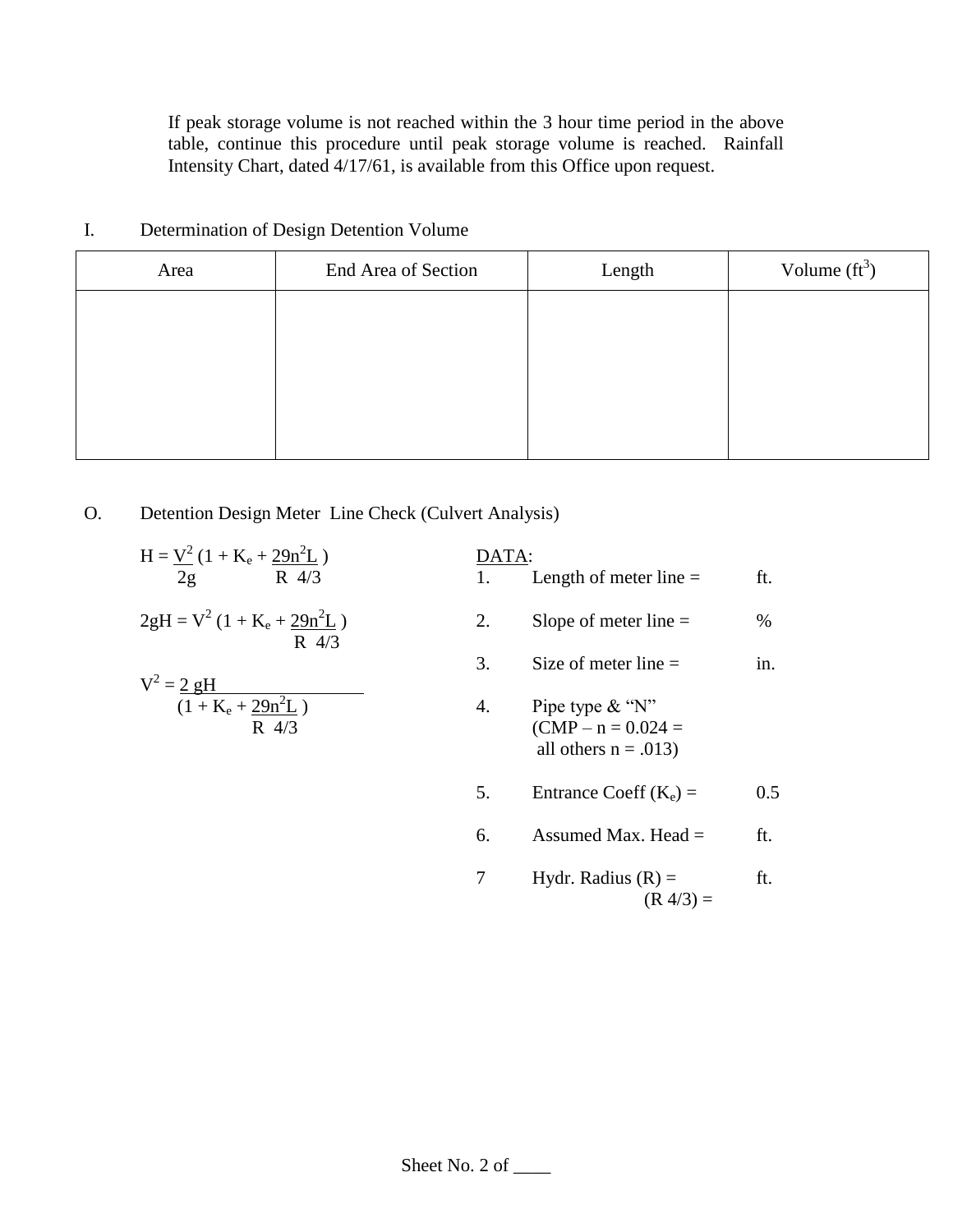If peak storage volume is not reached within the 3 hour time period in the above table, continue this procedure until peak storage volume is reached. Rainfall Intensity Chart, dated 4/17/61, is available from this Office upon request.

## I. Determination of Design Detention Volume

| Area | End Area of Section | Length | Volume ($ft^3$) |
|---|---|---|---|
| | | | |

## O. Detention Design Meter Line Check (Culvert Analysis)

$$H = \frac{V^2}{2g}\left(1 + K_e + \frac{29n^2L}{R^{4/3}}\right)$$

$$2gH = V^2\left(1 + K_e + \frac{29n^2L}{R^{4/3}}\right)$$

$$V^2 = \frac{2gH}{\left(1 + K_e + \frac{29n^2L}{R^{4/3}}\right)}$$

DATA:

1. Length of meter line = ft.
2. Slope of meter line = %
3. Size of meter line = in.
4. Pipe type & "N" (CMP – n = 0.024 = all others n = .013)
5. Entrance Coeff ($K_e$) = 0.5
6. Assumed Max. Head = ft.
7. Hydr. Radius (R) = ft.
   ($R^{4/3}$) =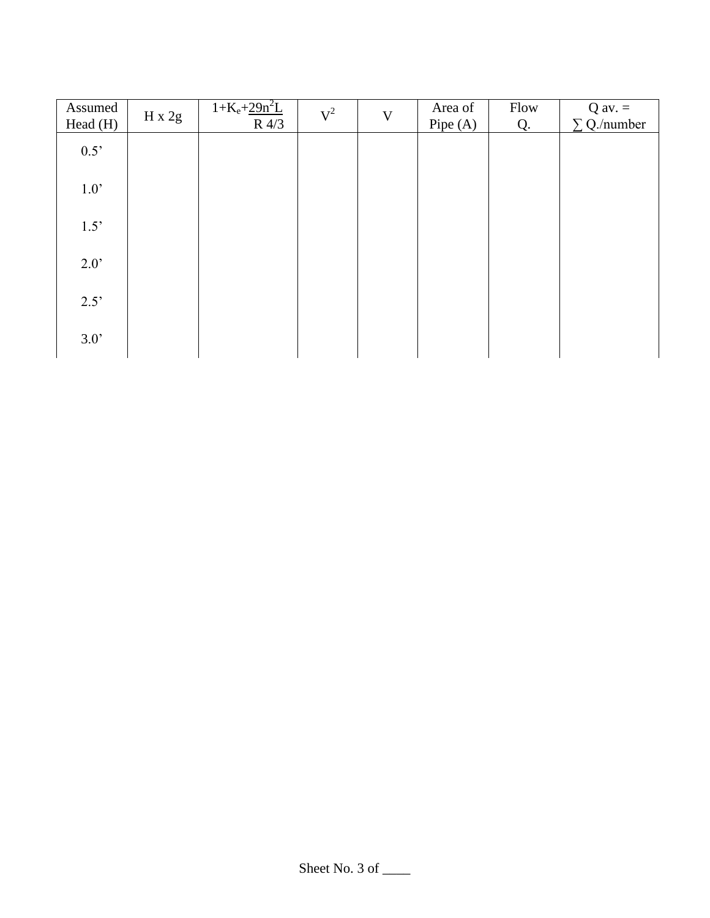| Assumed Head (H) | H x 2g | $1+K_e+\frac{29n^2L}{R\ 4/3}$ | $V^2$ | V | Area of Pipe (A) | Flow Q. | Q av. = ∑ Q./number |
|---|---|---|---|---|---|---|---|
| 0.5’ | | | | | | | |
| 1.0’ | | | | | | | |
| 1.5’ | | | | | | | |
| 2.0’ | | | | | | | |
| 2.5’ | | | | | | | |
| 3.0’ | | | | | | | |

Sheet No. 3 of ____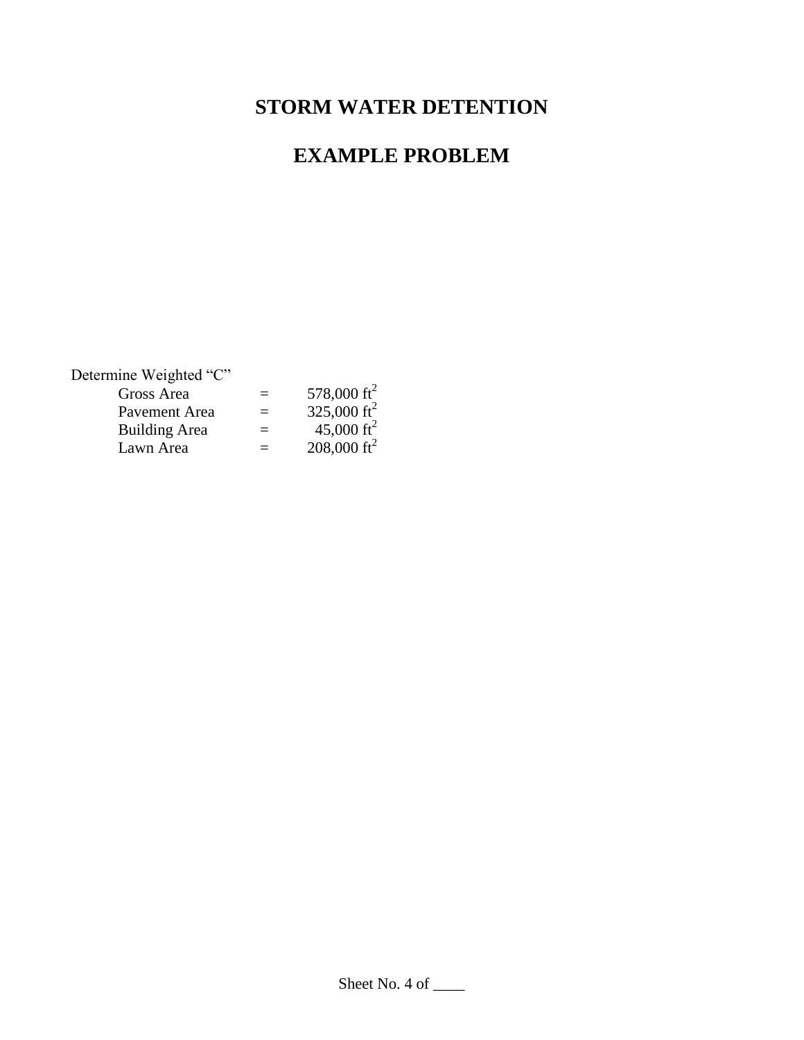# STORM WATER DETENTION

# EXAMPLE PROBLEM

Determine Weighted "C"

| | | |
|---|---|---|
| Gross Area | = | 578,000 $ft^2$ |
| Pavement Area | = | 325,000 $ft^2$ |
| Building Area | = | 45,000 $ft^2$ |
| Lawn Area | = | 208,000 $ft^2$ |